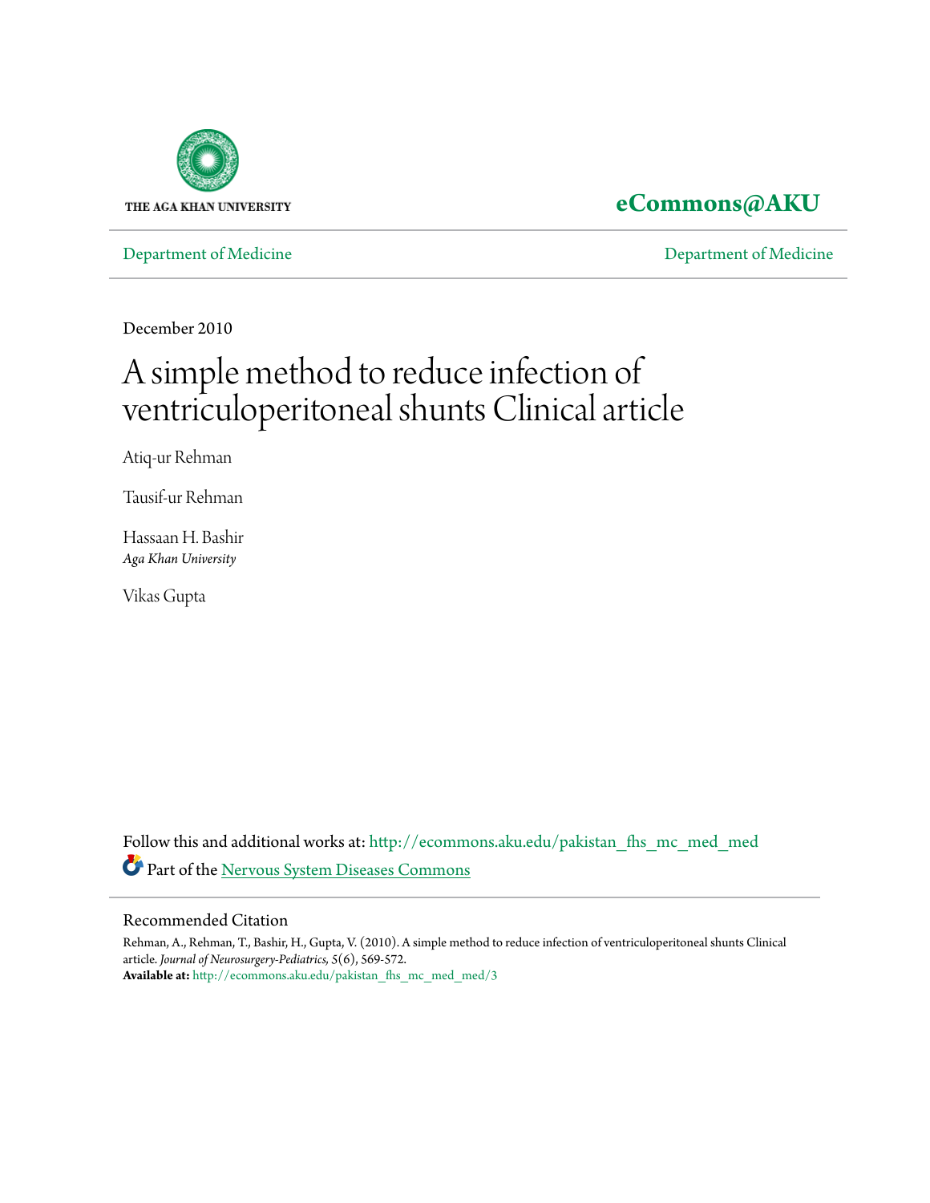THE AGA KHAN UNIVERSITY

**eCommons@AKU**

Department of Medicine | Department of Medicine

December 2010

# A simple method to reduce infection of ventriculoperitoneal shunts Clinical article

Atiq-ur Rehman

Tausif-ur Rehman

Hassaan H. Bashir
*Aga Khan University*

Vikas Gupta

Follow this and additional works at: http://ecommons.aku.edu/pakistan_fhs_mc_med_med

Part of the Nervous System Diseases Commons

## Recommended Citation

Rehman, A., Rehman, T., Bashir, H., Gupta, V. (2010). A simple method to reduce infection of ventriculoperitoneal shunts Clinical article. *Journal of Neurosurgery-Pediatrics*, 5(6), 569-572.
**Available at:** http://ecommons.aku.edu/pakistan_fhs_mc_med_med/3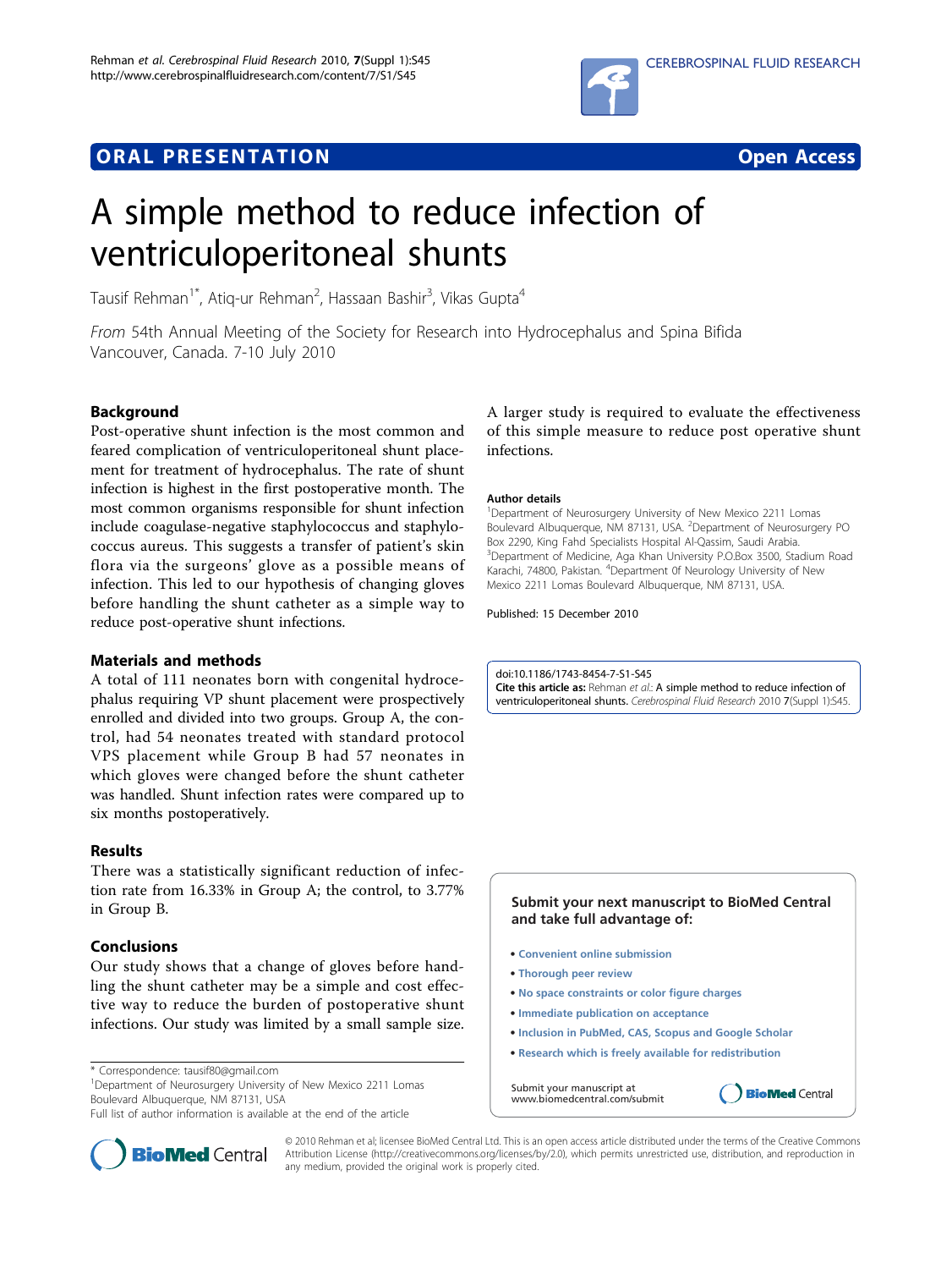ORAL PRESENTATION

Open Access

# A simple method to reduce infection of ventriculoperitoneal shunts

Tausif Rehman[1*], Atiq-ur Rehman[2], Hassaan Bashir[3], Vikas Gupta[4]

*From* 54th Annual Meeting of the Society for Research into Hydrocephalus and Spina Bifida
Vancouver, Canada. 7-10 July 2010

## Background

Post-operative shunt infection is the most common and feared complication of ventriculoperitoneal shunt placement for treatment of hydrocephalus. The rate of shunt infection is highest in the first postoperative month. The most common organisms responsible for shunt infection include coagulase-negative staphylococcus and staphylococcus aureus. This suggests a transfer of patient's skin flora via the surgeons' glove as a possible means of infection. This led to our hypothesis of changing gloves before handling the shunt catheter as a simple way to reduce post-operative shunt infections.

## Materials and methods

A total of 111 neonates born with congenital hydrocephalus requiring VP shunt placement were prospectively enrolled and divided into two groups. Group A, the control, had 54 neonates treated with standard protocol VPS placement while Group B had 57 neonates in which gloves were changed before the shunt catheter was handled. Shunt infection rates were compared up to six months postoperatively.

## Results

There was a statistically significant reduction of infection rate from 16.33% in Group A; the control, to 3.77% in Group B.

## Conclusions

Our study shows that a change of gloves before handling the shunt catheter may be a simple and cost effective way to reduce the burden of postoperative shunt infections. Our study was limited by a small sample size. A larger study is required to evaluate the effectiveness of this simple measure to reduce post operative shunt infections.

\* Correspondence: tausif80@gmail.com

[1]Department of Neurosurgery University of New Mexico 2211 Lomas Boulevard Albuquerque, NM 87131, USA

Full list of author information is available at the end of the article

### Author details

[1]Department of Neurosurgery University of New Mexico 2211 Lomas Boulevard Albuquerque, NM 87131, USA. [2]Department of Neurosurgery PO Box 2290, King Fahd Specialists Hospital Al-Qassim, Saudi Arabia. [3]Department of Medicine, Aga Khan University P.O.Box 3500, Stadium Road Karachi, 74800, Pakistan. [4]Department 0f Neurology University of New Mexico 2211 Lomas Boulevard Albuquerque, NM 87131, USA.

Published: 15 December 2010

doi:10.1186/1743-8454-7-S1-S45

**Cite this article as:** Rehman *et al.*: A simple method to reduce infection of ventriculoperitoneal shunts. *Cerebrospinal Fluid Research* 2010 7(Suppl 1):S45.

**Submit your next manuscript to BioMed Central and take full advantage of:**

- Convenient online submission
- Thorough peer review
- No space constraints or color figure charges
- Immediate publication on acceptance
- Inclusion in PubMed, CAS, Scopus and Google Scholar
- Research which is freely available for redistribution

Submit your manuscript at www.biomedcentral.com/submit

© 2010 Rehman et al; licensee BioMed Central Ltd. This is an open access article distributed under the terms of the Creative Commons Attribution License (http://creativecommons.org/licenses/by/2.0), which permits unrestricted use, distribution, and reproduction in any medium, provided the original work is properly cited.